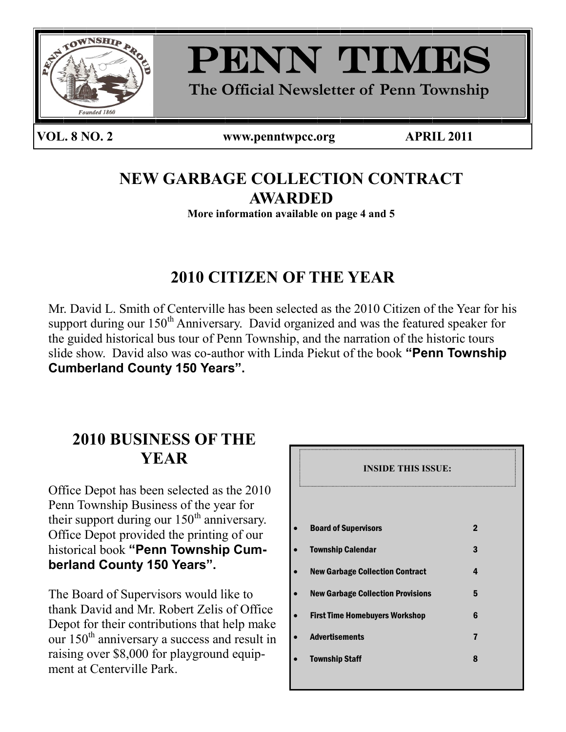# PENN TIMES

**The Official Newsletter of Penn Township**

**VOL. 8 NO. 2** **www.penntwpcc.org** **APRIL 2011**

## NEW GARBAGE COLLECTION CONTRACT AWARDED

**More information available on page 4 and 5**

## 2010 CITIZEN OF THE YEAR

Mr. David L. Smith of Centerville has been selected as the 2010 Citizen of the Year for his support during our 150th Anniversary. David organized and was the featured speaker for the guided historical bus tour of Penn Township, and the narration of the historic tours slide show. David also was co-author with Linda Piekut of the book **"Penn Township Cumberland County 150 Years".**

## 2010 BUSINESS OF THE YEAR

Office Depot has been selected as the 2010 Penn Township Business of the year for their support during our 150th anniversary. Office Depot provided the printing of our historical book **"Penn Township Cumberland County 150 Years".**

The Board of Supervisors would like to thank David and Mr. Robert Zelis of Office Depot for their contributions that help make our 150th anniversary a success and result in raising over $8,000 for playground equipment at Centerville Park.

**INSIDE THIS ISSUE:**

| | |
|---|---|
| Board of Supervisors | 2 |
| Township Calendar | 3 |
| New Garbage Collection Contract | 4 |
| New Garbage Collection Provisions | 5 |
| First Time Homebuyers Workshop | 6 |
| Advertisements | 7 |
| Township Staff | 8 |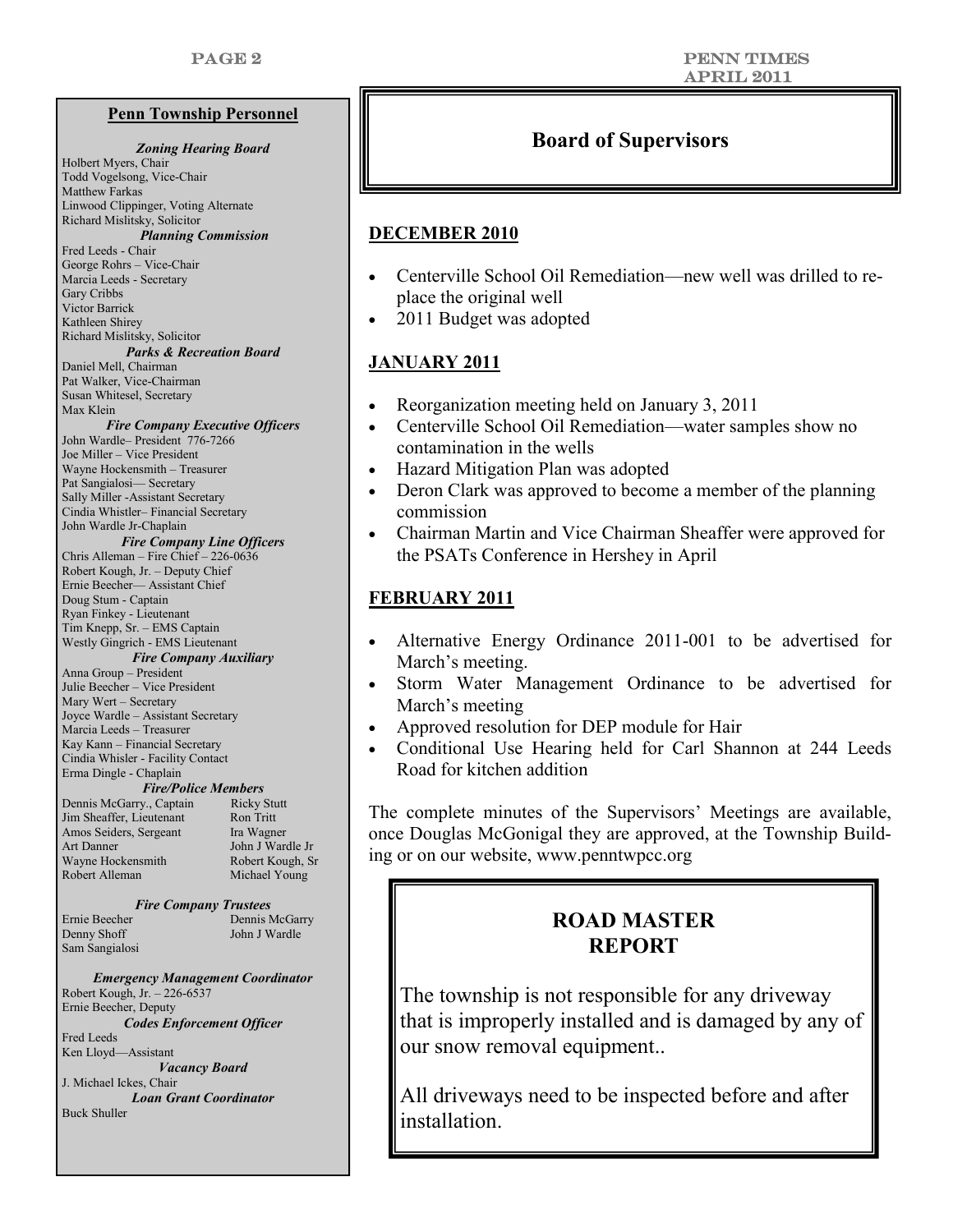## Penn Township Personnel

***Zoning Hearing Board***

Holbert Myers, Chair
Todd Vogelsong, Vice-Chair
Matthew Farkas
Linwood Clippinger, Voting Alternate
Richard Mislitsky, Solicitor

***Planning Commission***

Fred Leeds - Chair
George Rohrs – Vice-Chair
Marcia Leeds - Secretary
Gary Cribbs
Victor Barrick
Kathleen Shirey
Richard Mislitsky, Solicitor

***Parks & Recreation Board***

Daniel Mell, Chairman
Pat Walker, Vice-Chairman
Susan Whitesel, Secretary
Max Klein

***Fire Company Executive Officers***

John Wardle– President 776-7266
Joe Miller – Vice President
Wayne Hockensmith – Treasurer
Pat Sangialosi— Secretary
Sally Miller -Assistant Secretary
Cindia Whistler– Financial Secretary
John Wardle Jr-Chaplain

***Fire Company Line Officers***

Chris Alleman – Fire Chief – 226-0636
Robert Kough, Jr. – Deputy Chief
Ernie Beecher— Assistant Chief
Doug Stum - Captain
Ryan Finkey - Lieutenant
Tim Knepp, Sr. – EMS Captain
Westly Gingrich - EMS Lieutenant

***Fire Company Auxiliary***

Anna Group – President
Julie Beecher – Vice President
Mary Wert – Secretary
Joyce Wardle – Assistant Secretary
Marcia Leeds – Treasurer
Kay Kann – Financial Secretary
Cindia Whisler - Facility Contact
Erma Dingle - Chaplain

***Fire/Police Members***

Dennis McGarry., Captain
Jim Sheaffer, Lieutenant
Amos Seiders, Sergeant
Art Danner
Wayne Hockensmith
Robert Alleman
Ricky Stutt
Ron Tritt
Ira Wagner
John J Wardle Jr
Robert Kough, Sr
Michael Young

***Fire Company Trustees***

Ernie Beecher
Denny Shoff
Sam Sangialosi
Dennis McGarry
John J Wardle

***Emergency Management Coordinator***

Robert Kough, Jr. – 226-6537
Ernie Beecher, Deputy

***Codes Enforcement Officer***

Fred Leeds
Ken Lloyd—Assistant

***Vacancy Board***

J. Michael Ickes, Chair

***Loan Grant Coordinator***

Buck Shuller

## Board of Supervisors

### DECEMBER 2010

- Centerville School Oil Remediation—new well was drilled to replace the original well
- 2011 Budget was adopted

### JANUARY 2011

- Reorganization meeting held on January 3, 2011
- Centerville School Oil Remediation—water samples show no contamination in the wells
- Hazard Mitigation Plan was adopted
- Deron Clark was approved to become a member of the planning commission
- Chairman Martin and Vice Chairman Sheaffer were approved for the PSATs Conference in Hershey in April

### FEBRUARY 2011

- Alternative Energy Ordinance 2011-001 to be advertised for March's meeting.
- Storm Water Management Ordinance to be advertised for March's meeting
- Approved resolution for DEP module for Hair
- Conditional Use Hearing held for Carl Shannon at 244 Leeds Road for kitchen addition

The complete minutes of the Supervisors' Meetings are available, once Douglas McGonigal they are approved, at the Township Building or on our website, www.penntwpcc.org

## ROAD MASTER REPORT

The township is not responsible for any driveway that is improperly installed and is damaged by any of our snow removal equipment..

All driveways need to be inspected before and after installation.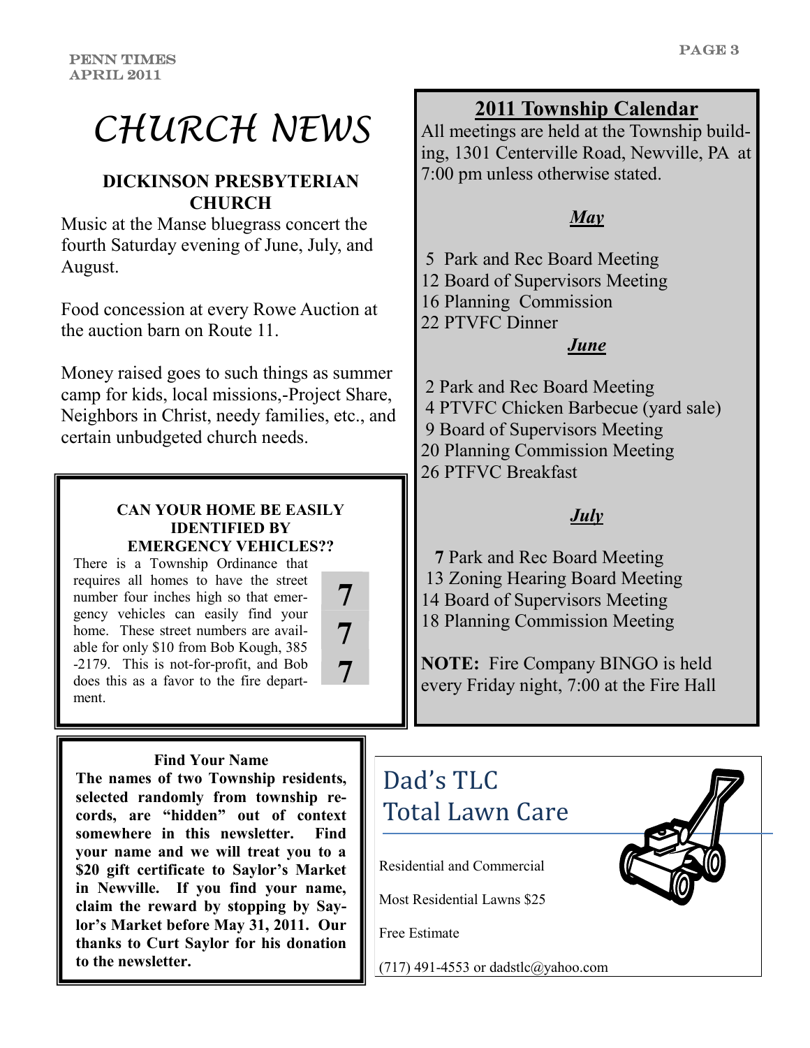# CHURCH NEWS

### DICKINSON PRESBYTERIAN CHURCH

Music at the Manse bluegrass concert the fourth Saturday evening of June, July, and August.

Food concession at every Rowe Auction at the auction barn on Route 11.

Money raised goes to such things as summer camp for kids, local missions,-Project Share, Neighbors in Christ, needy families, etc., and certain unbudgeted church needs.

### CAN YOUR HOME BE EASILY IDENTIFIED BY EMERGENCY VEHICLES??

There is a Township Ordinance that requires all homes to have the street number four inches high so that emergency vehicles can easily find your home. These street numbers are available for only $10 from Bob Kough, 385-2179. This is not-for-profit, and Bob does this as a favor to the fire department.

7
7
7

### Find Your Name

**The names of two Township residents, selected randomly from township records, are "hidden" out of context somewhere in this newsletter. Find your name and we will treat you to a $20 gift certificate to Saylor's Market in Newville. If you find your name, claim the reward by stopping by Saylor's Market before May 31, 2011. Our thanks to Curt Saylor for his donation to the newsletter.**

## 2011 Township Calendar

All meetings are held at the Township building, 1301 Centerville Road, Newville, PA at 7:00 pm unless otherwise stated.

***May***

5 Park and Rec Board Meeting
12 Board of Supervisors Meeting
16 Planning Commission
22 PTVFC Dinner

***June***

2 Park and Rec Board Meeting
4 PTVFC Chicken Barbecue (yard sale)
9 Board of Supervisors Meeting
20 Planning Commission Meeting
26 PTFVC Breakfast

***July***

**7** Park and Rec Board Meeting
13 Zoning Hearing Board Meeting
14 Board of Supervisors Meeting
18 Planning Commission Meeting

**NOTE:** Fire Company BINGO is held every Friday night, 7:00 at the Fire Hall

## Dad's TLC Total Lawn Care

Residential and Commercial

Most Residential Lawns $25

Free Estimate

(717) 491-4553 or dadstlc@yahoo.com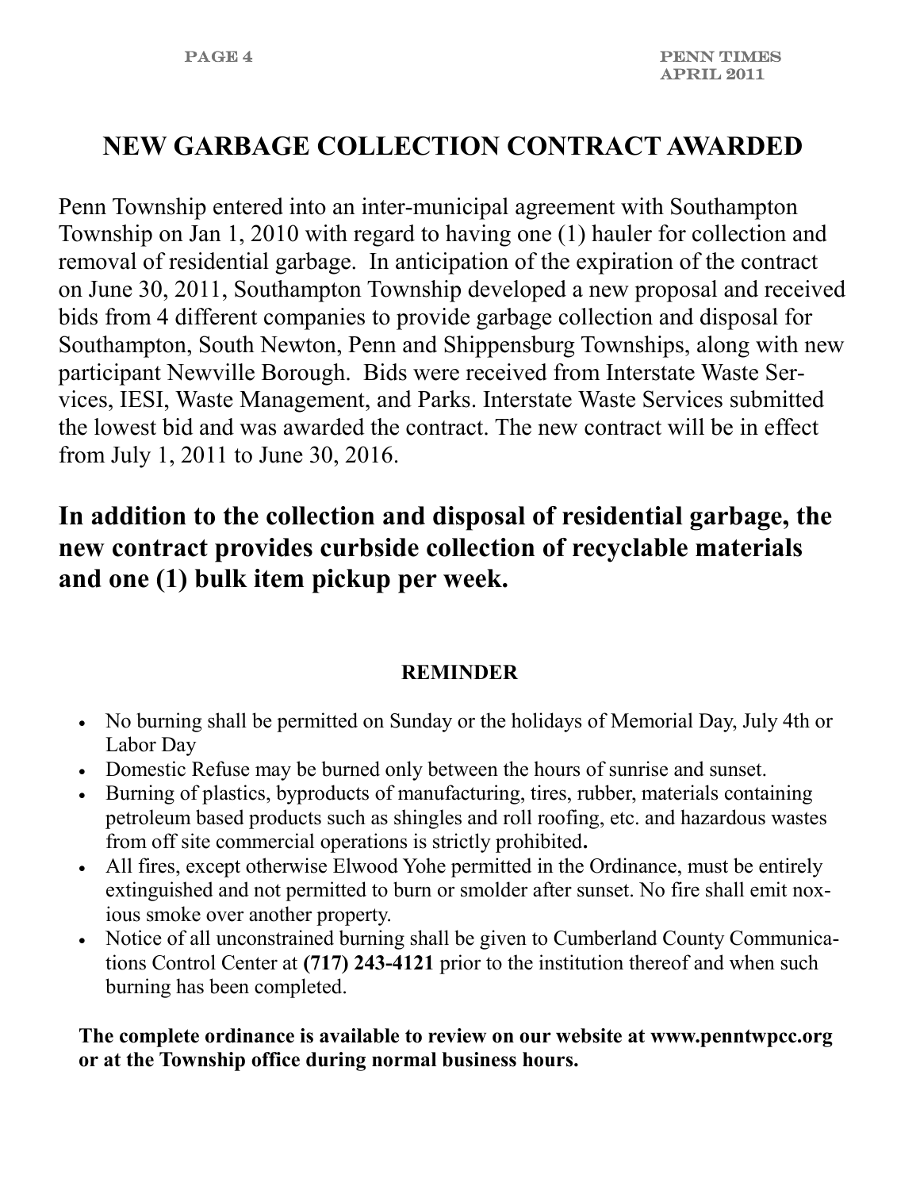# NEW GARBAGE COLLECTION CONTRACT AWARDED

Penn Township entered into an inter-municipal agreement with Southampton Township on Jan 1, 2010 with regard to having one (1) hauler for collection and removal of residential garbage. In anticipation of the expiration of the contract on June 30, 2011, Southampton Township developed a new proposal and received bids from 4 different companies to provide garbage collection and disposal for Southampton, South Newton, Penn and Shippensburg Townships, along with new participant Newville Borough. Bids were received from Interstate Waste Services, IESI, Waste Management, and Parks. Interstate Waste Services submitted the lowest bid and was awarded the contract. The new contract will be in effect from July 1, 2011 to June 30, 2016.

**In addition to the collection and disposal of residential garbage, the new contract provides curbside collection of recyclable materials and one (1) bulk item pickup per week.**

### REMINDER

- No burning shall be permitted on Sunday or the holidays of Memorial Day, July 4th or Labor Day
- Domestic Refuse may be burned only between the hours of sunrise and sunset.
- Burning of plastics, byproducts of manufacturing, tires, rubber, materials containing petroleum based products such as shingles and roll roofing, etc. and hazardous wastes from off site commercial operations is strictly prohibited**.**
- All fires, except otherwise Elwood Yohe permitted in the Ordinance, must be entirely extinguished and not permitted to burn or smolder after sunset. No fire shall emit noxious smoke over another property.
- Notice of all unconstrained burning shall be given to Cumberland County Communications Control Center at **(717) 243-4121** prior to the institution thereof and when such burning has been completed.

**The complete ordinance is available to review on our website at www.penntwpcc.org or at the Township office during normal business hours.**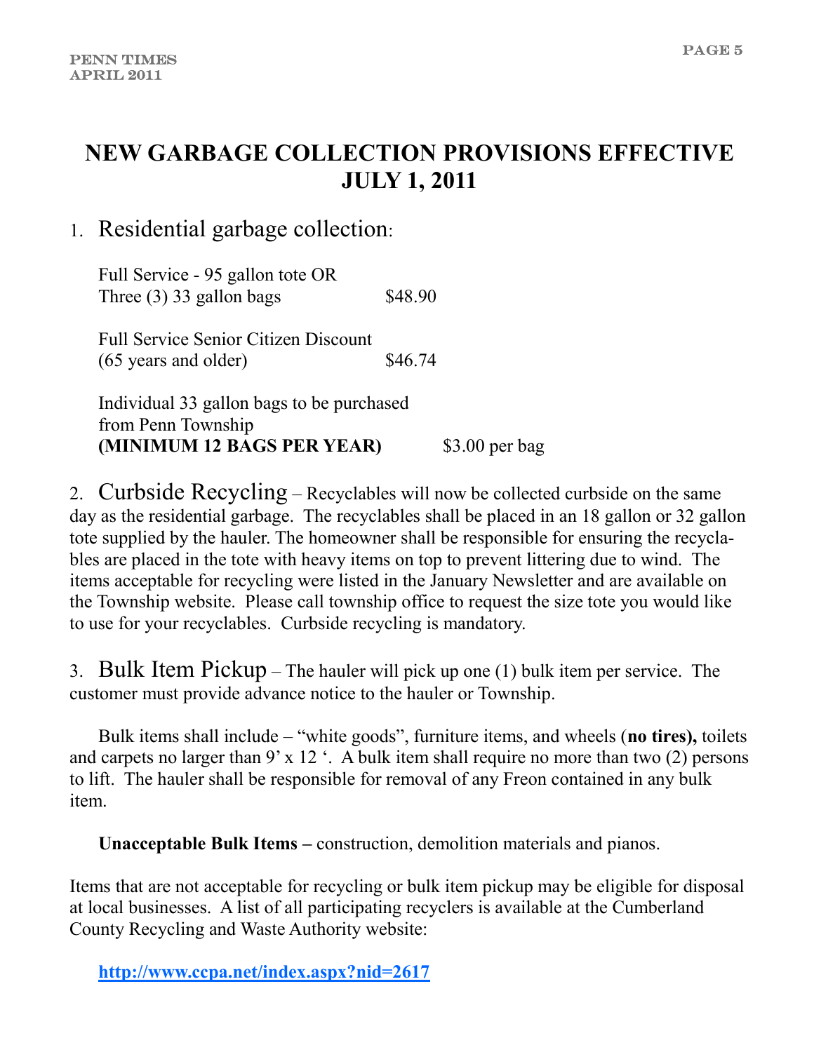# NEW GARBAGE COLLECTION PROVISIONS EFFECTIVE JULY 1, 2011

1. Residential garbage collection:

| | |
|---|---|
| Full Service - 95 gallon tote OR Three (3) 33 gallon bags | $48.90 |
| Full Service Senior Citizen Discount (65 years and older) | $46.74 |
| Individual 33 gallon bags to be purchased from Penn Township **(MINIMUM 12 BAGS PER YEAR)** | $3.00 per bag |

2. Curbside Recycling – Recyclables will now be collected curbside on the same day as the residential garbage. The recyclables shall be placed in an 18 gallon or 32 gallon tote supplied by the hauler. The homeowner shall be responsible for ensuring the recyclables are placed in the tote with heavy items on top to prevent littering due to wind. The items acceptable for recycling were listed in the January Newsletter and are available on the Township website. Please call township office to request the size tote you would like to use for your recyclables. Curbside recycling is mandatory.

3. Bulk Item Pickup – The hauler will pick up one (1) bulk item per service. The customer must provide advance notice to the hauler or Township.

Bulk items shall include – "white goods", furniture items, and wheels (**no tires),** toilets and carpets no larger than 9' x 12 '. A bulk item shall require no more than two (2) persons to lift. The hauler shall be responsible for removal of any Freon contained in any bulk item.

**Unacceptable Bulk Items –** construction, demolition materials and pianos.

Items that are not acceptable for recycling or bulk item pickup may be eligible for disposal at local businesses. A list of all participating recyclers is available at the Cumberland County Recycling and Waste Authority website:

**http://www.ccpa.net/index.aspx?nid=2617**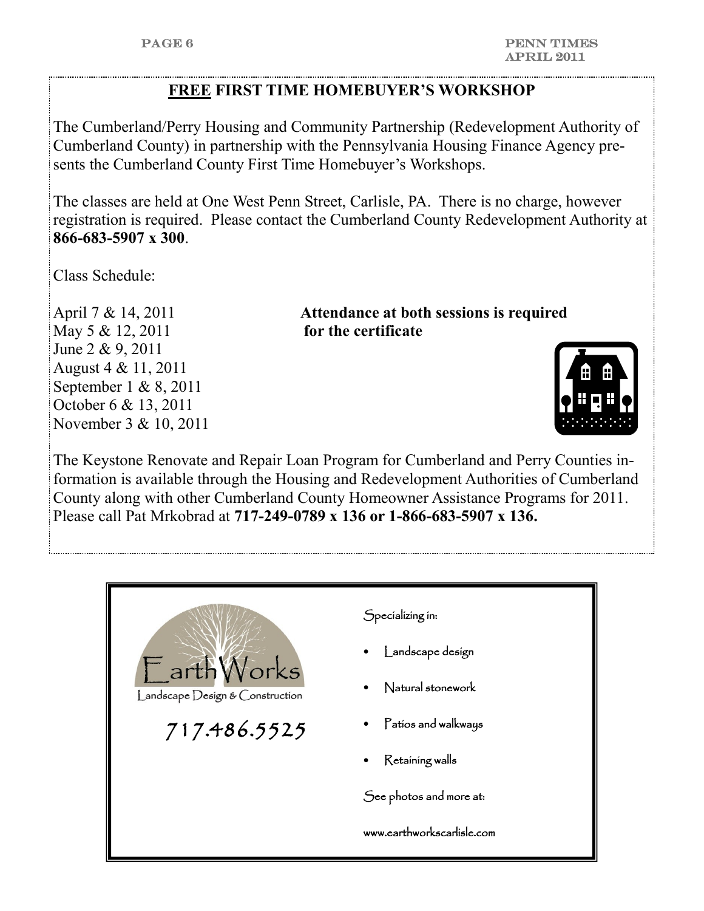## **FREE** FIRST TIME HOMEBUYER'S WORKSHOP

The Cumberland/Perry Housing and Community Partnership (Redevelopment Authority of Cumberland County) in partnership with the Pennsylvania Housing Finance Agency presents the Cumberland County First Time Homebuyer's Workshops.

The classes are held at One West Penn Street, Carlisle, PA. There is no charge, however registration is required. Please contact the Cumberland County Redevelopment Authority at **866-683-5907 x 300**.

Class Schedule:

April 7 & 14, 2011
May 5 & 12, 2011
June 2 & 9, 2011
August 4 & 11, 2011
September 1 & 8, 2011
October 6 & 13, 2011
November 3 & 10, 2011

**Attendance at both sessions is required for the certificate**

The Keystone Renovate and Repair Loan Program for Cumberland and Perry Counties information is available through the Housing and Redevelopment Authorities of Cumberland County along with other Cumberland County Homeowner Assistance Programs for 2011. Please call Pat Mrkobrad at **717-249-0789 x 136 or 1-866-683-5907 x 136.**

---

EarthWorks
Landscape Design & Construction

717.486.5525

Specializing in:

- Landscape design
- Natural stonework
- Patios and walkways
- Retaining walls

See photos and more at:

www.earthworkscarlisle.com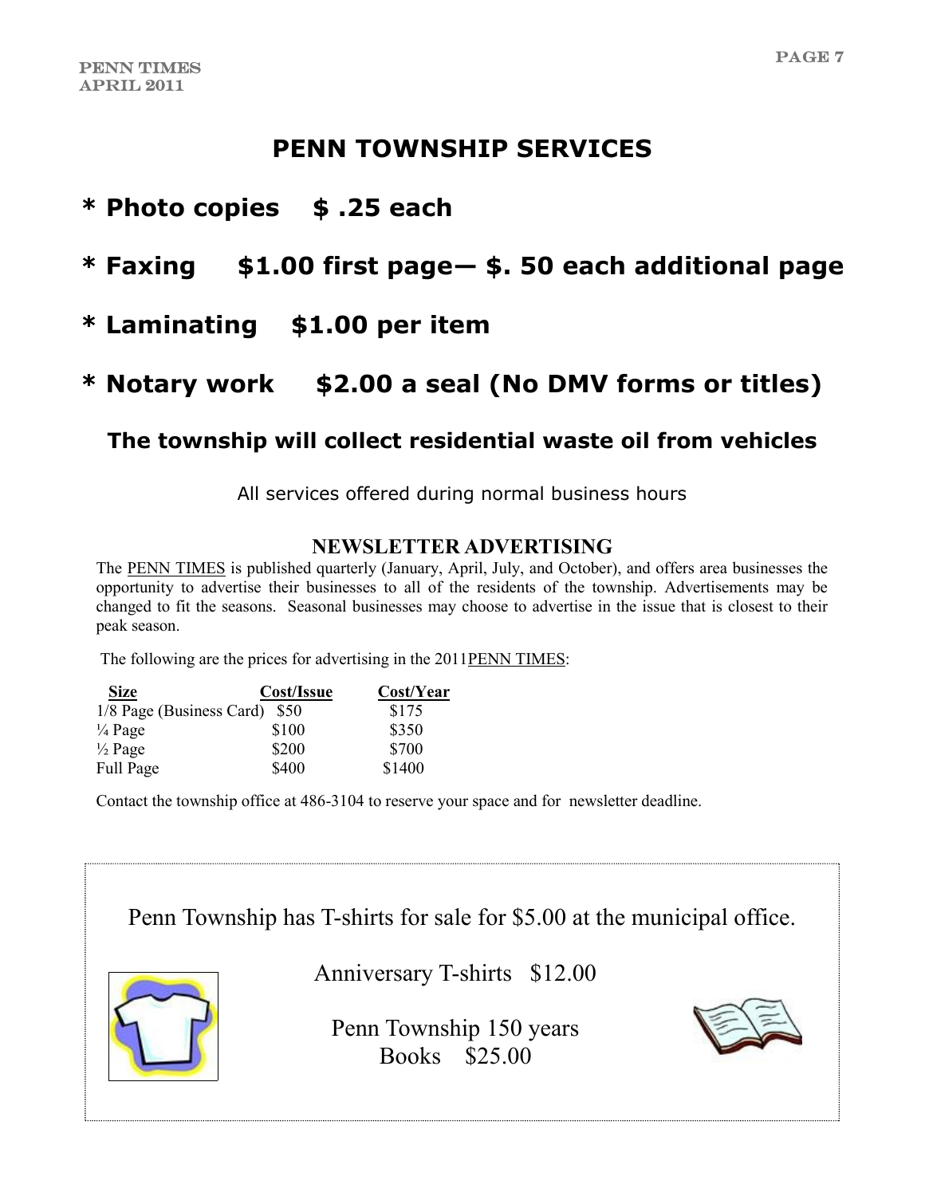# PENN TOWNSHIP SERVICES

**\* Photo copies $ .25 each**

**\* Faxing $1.00 first page— $. 50 each additional page**

**\* Laminating $1.00 per item**

**\* Notary work $2.00 a seal (No DMV forms or titles)**

**The township will collect residential waste oil from vehicles**

All services offered during normal business hours

## NEWSLETTER ADVERTISING

The PENN TIMES is published quarterly (January, April, July, and October), and offers area businesses the opportunity to advertise their businesses to all of the residents of the township. Advertisements may be changed to fit the seasons. Seasonal businesses may choose to advertise in the issue that is closest to their peak season.

The following are the prices for advertising in the 2011PENN TIMES:

| Size | Cost/Issue | Cost/Year |
|---|---|---|
| 1/8 Page (Business Card) | $50 | $175 |
| ¼ Page | $100 | $350 |
| ½ Page | $200 | $700 |
| Full Page | $400 | $1400 |

Contact the township office at 486-3104 to reserve your space and for newsletter deadline.

Penn Township has T-shirts for sale for $5.00 at the municipal office.

Anniversary T-shirts $12.00

Penn Township 150 years
Books $25.00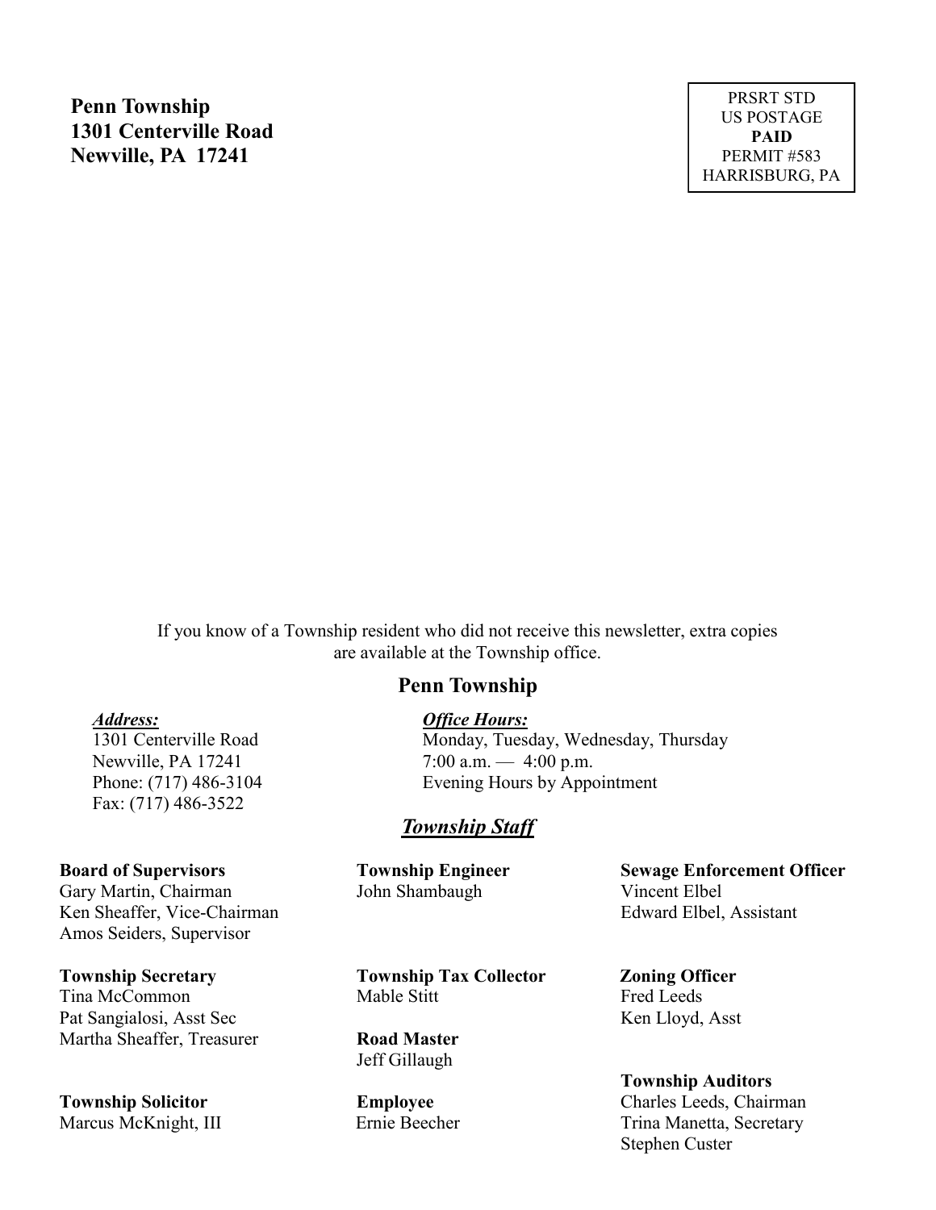**Penn Township**
**1301 Centerville Road**
**Newville, PA 17241**

PRSRT STD
US POSTAGE
**PAID**
PERMIT #583
HARRISBURG, PA

If you know of a Township resident who did not receive this newsletter, extra copies are available at the Township office.

## Penn Township

***Address:***
1301 Centerville Road
Newville, PA 17241
Phone: (717) 486-3104
Fax: (717) 486-3522

***Office Hours:***
Monday, Tuesday, Wednesday, Thursday
7:00 a.m. — 4:00 p.m.
Evening Hours by Appointment

### ***Township Staff***

**Board of Supervisors**
Gary Martin, Chairman
Ken Sheaffer, Vice-Chairman
Amos Seiders, Supervisor

**Township Secretary**
Tina McCommon
Pat Sangialosi, Asst Sec
Martha Sheaffer, Treasurer

**Township Solicitor**
Marcus McKnight, III

**Township Engineer**
John Shambaugh

**Township Tax Collector**
Mable Stitt

**Road Master**
Jeff Gillaugh

**Employee**
Ernie Beecher

**Sewage Enforcement Officer**
Vincent Elbel
Edward Elbel, Assistant

**Zoning Officer**
Fred Leeds
Ken Lloyd, Asst

**Township Auditors**
Charles Leeds, Chairman
Trina Manetta, Secretary
Stephen Custer